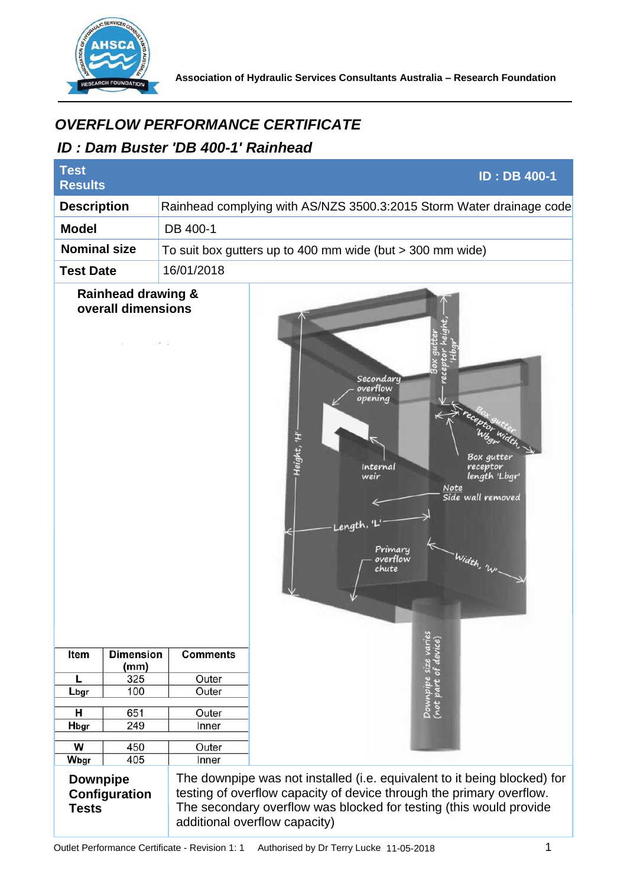Association of Hydraulic Services Consultants Australia – Research Foundation

# *OVERFLOW PERFORMANCE CERTIFICATE*

## *ID : Dam Buster 'DB 400-1' Rainhead*

| Test Results | ID : DB 400-1 |
|---|---|
| **Description** | Rainhead complying with AS/NZS 3500.3:2015 Storm Water drainage code |
| **Model** | DB 400-1 |
| **Nominal size** | To suit box gutters up to 400 mm wide (but > 300 mm wide) |
| **Test Date** | 16/01/2018 |

**Rainhead drawing & overall dimensions**

| Item | Dimension (mm) | Comments |
|---|---|---|
| L | 325 | Outer |
| $L_{bgr}$ | 100 | Outer |
| H | 651 | Outer |
| $H_{bgr}$ | 249 | Inner |
| W | 450 | Outer |
| $W_{bgr}$ | 405 | Inner |

**Downpipe Configuration Tests**

The downpipe was not installed (i.e. equivalent to it being blocked) for testing of overflow capacity of device through the primary overflow. The secondary overflow was blocked for testing (this would provide additional overflow capacity)

Outlet Performance Certificate - Revision 1: 1 Authorised by Dr Terry Lucke 11-05-2018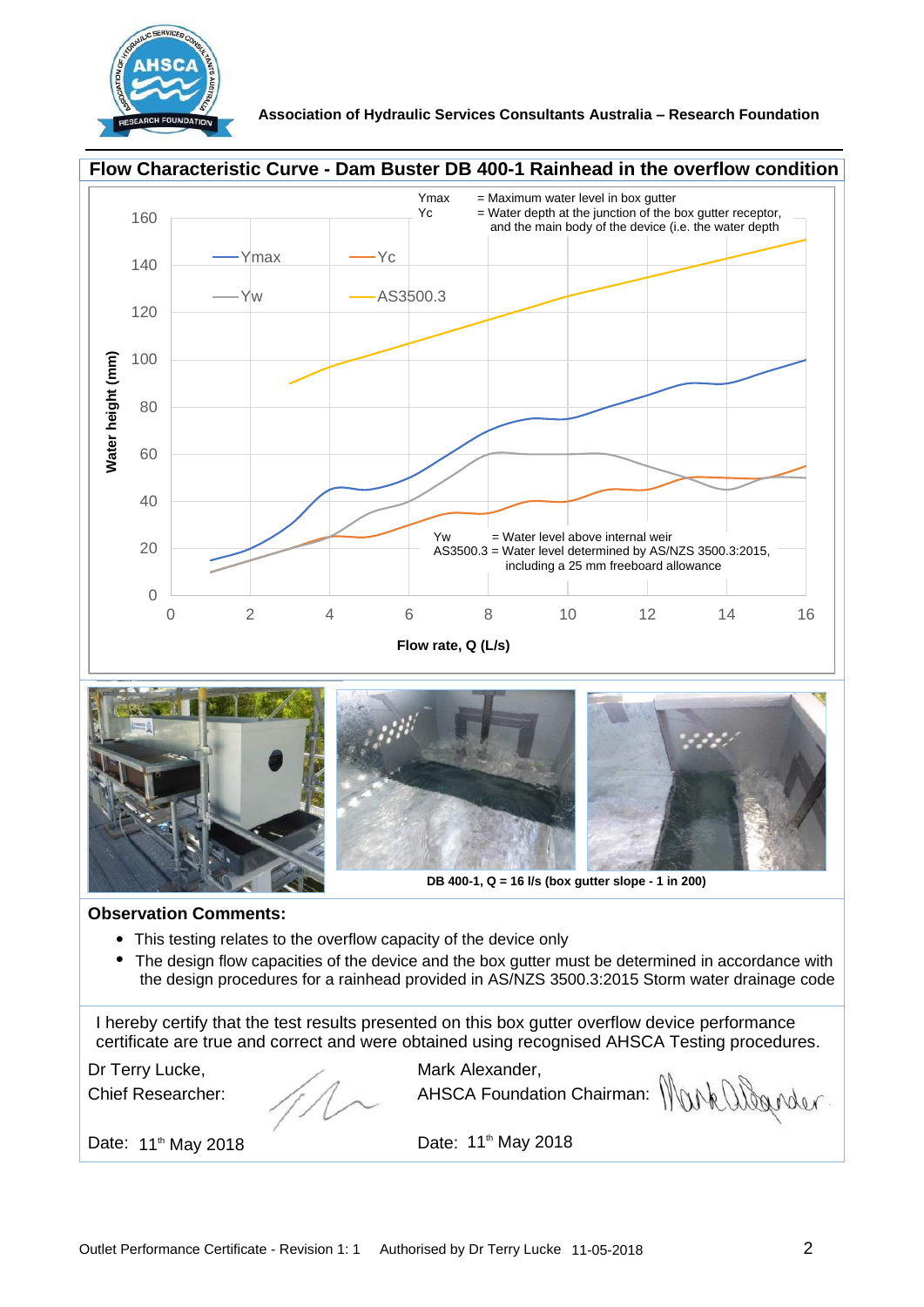Association of Hydraulic Services Consultants Australia – Research Foundation

## Flow Characteristic Curve - Dam Buster DB 400-1 Rainhead in the overflow condition

Ymax = Maximum water level in box gutter
Yc = Water depth at the junction of the box gutter receptor, and the main body of the device (i.e. the water depth

Ymax
Yc
Yw
AS3500.3

Yw = Water level above internal weir
AS3500.3 = Water level determined by AS/NZS 3500.3:2015, including a 25 mm freeboard allowance

Water height (mm)

0
20
40
60
80
100
120
140
160

0
2
4
6
8
10
12
14
16

Flow rate, Q (L/s)

DB 400-1, Q = 16 l/s (box gutter slope - 1 in 200)

### Observation Comments:

- This testing relates to the overflow capacity of the device only
- The design flow capacities of the device and the box gutter must be determined in accordance with the design procedures for a rainhead provided in AS/NZS 3500.3:2015 Storm water drainage code

I hereby certify that the test results presented on this box gutter overflow device performance certificate are true and correct and were obtained using recognised AHSCA Testing procedures.

Dr Terry Lucke,
Chief Researcher:

Date: 11th May 2018

Mark Alexander,
AHSCA Foundation Chairman:

Date: 11th May 2018